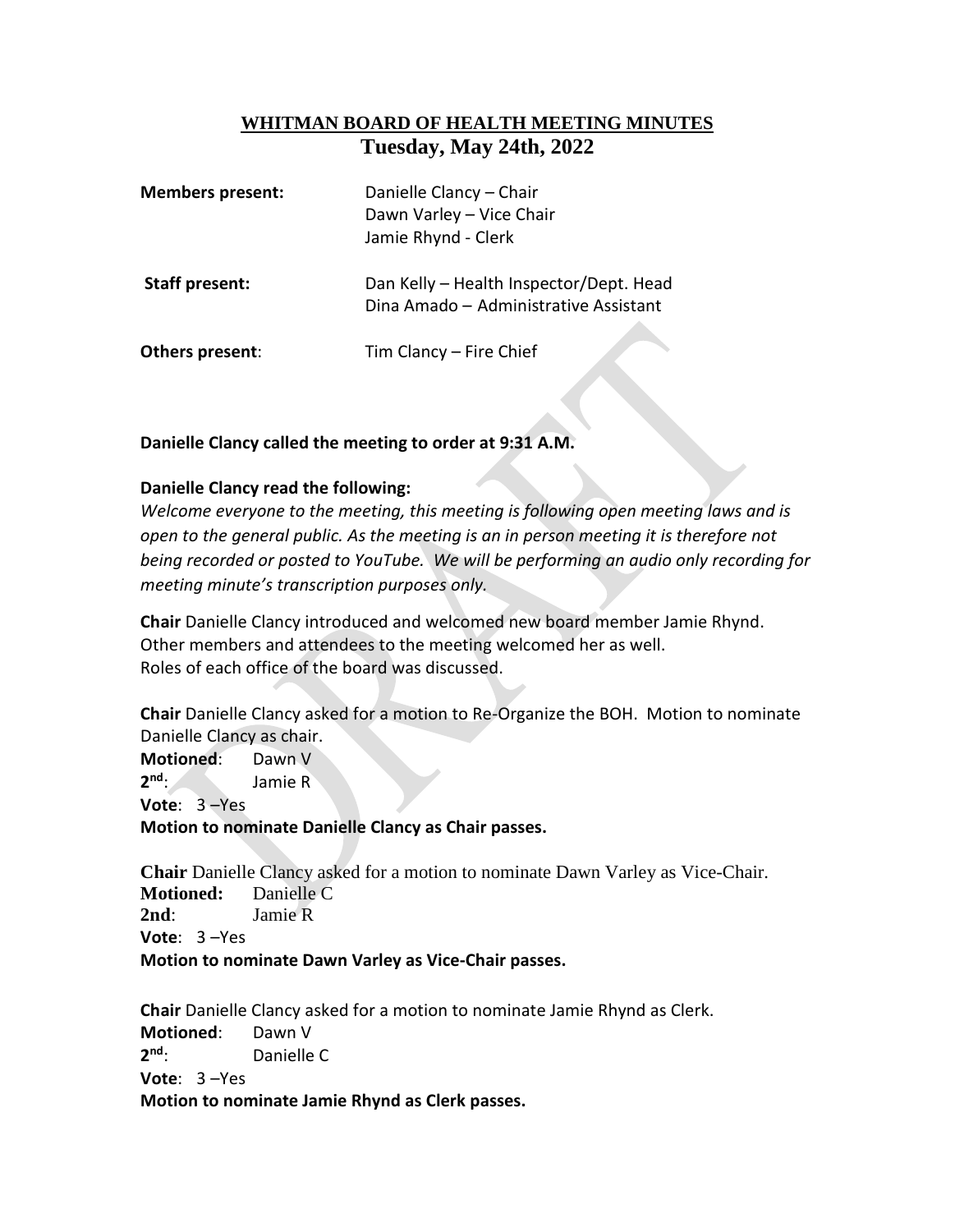# WHITMAN BOARD OF HEALTH MEETING MINUTES

## Tuesday, May 24th, 2022

**Members present:** Danielle Clancy – Chair
Dawn Varley – Vice Chair
Jamie Rhynd - Clerk

**Staff present:** Dan Kelly – Health Inspector/Dept. Head
Dina Amado – Administrative Assistant

**Others present**: Tim Clancy – Fire Chief

**Danielle Clancy called the meeting to order at 9:31 A.M.**

**Danielle Clancy read the following:**

*Welcome everyone to the meeting, this meeting is following open meeting laws and is open to the general public. As the meeting is an in person meeting it is therefore not being recorded or posted to YouTube. We will be performing an audio only recording for meeting minute's transcription purposes only.*

**Chair** Danielle Clancy introduced and welcomed new board member Jamie Rhynd. Other members and attendees to the meeting welcomed her as well. Roles of each office of the board was discussed.

**Chair** Danielle Clancy asked for a motion to Re-Organize the BOH. Motion to nominate Danielle Clancy as chair.

**Motioned**: Dawn V
**2nd**: Jamie R
**Vote**: 3 –Yes
**Motion to nominate Danielle Clancy as Chair passes.**

**Chair** Danielle Clancy asked for a motion to nominate Dawn Varley as Vice-Chair.

**Motioned:** Danielle C
**2nd**: Jamie R
**Vote**: 3 –Yes
**Motion to nominate Dawn Varley as Vice-Chair passes.**

**Chair** Danielle Clancy asked for a motion to nominate Jamie Rhynd as Clerk.

**Motioned**: Dawn V
**2nd**: Danielle C
**Vote**: 3 –Yes
**Motion to nominate Jamie Rhynd as Clerk passes.**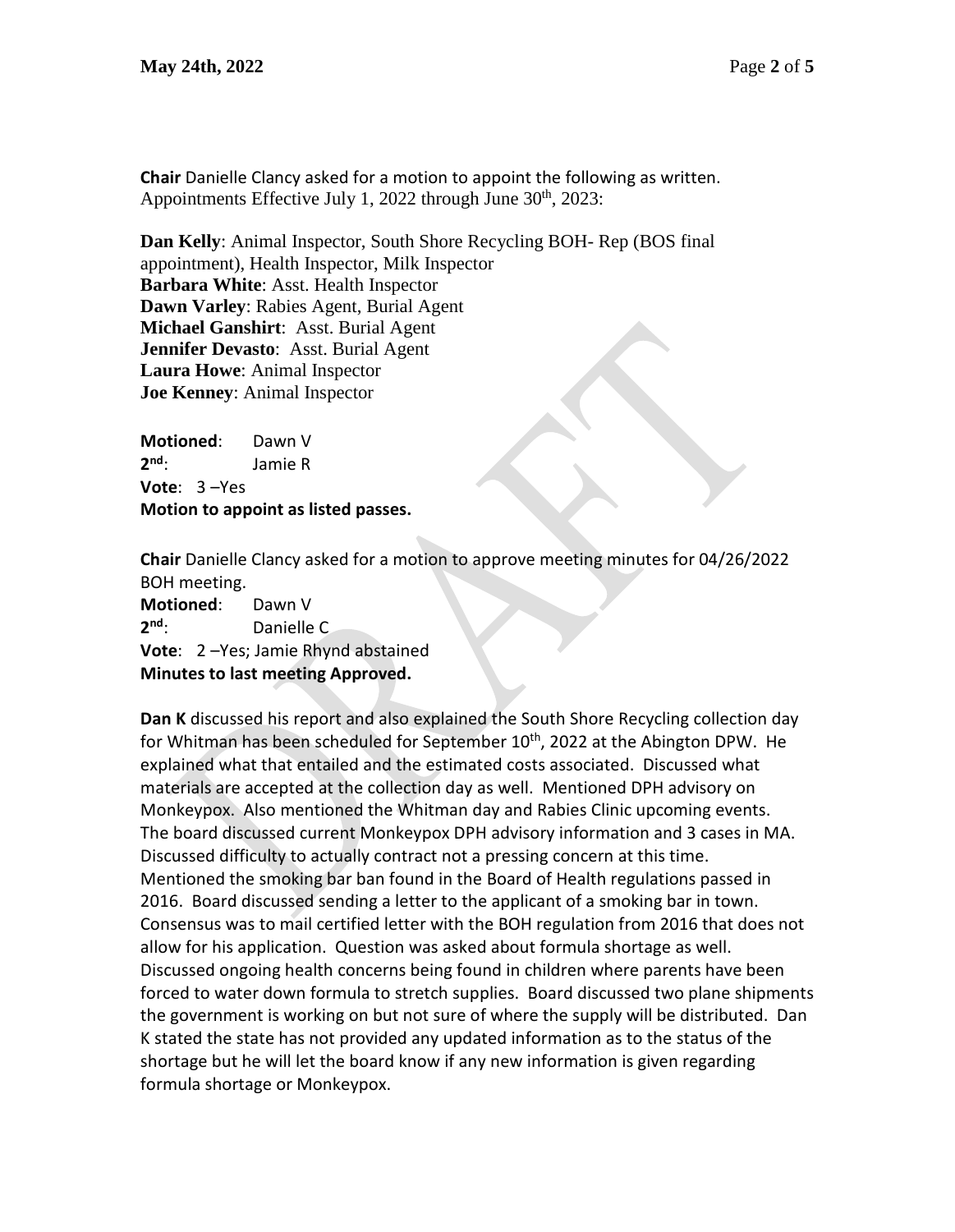**Chair** Danielle Clancy asked for a motion to appoint the following as written. Appointments Effective July 1, 2022 through June 30th, 2023:

**Dan Kelly**: Animal Inspector, South Shore Recycling BOH- Rep (BOS final appointment), Health Inspector, Milk Inspector
**Barbara White**: Asst. Health Inspector
**Dawn Varley**: Rabies Agent, Burial Agent
**Michael Ganshirt**: Asst. Burial Agent
**Jennifer Devasto**: Asst. Burial Agent
**Laura Howe**: Animal Inspector
**Joe Kenney**: Animal Inspector

**Motioned**: Dawn V
**2nd**: Jamie R
**Vote**: 3 –Yes
**Motion to appoint as listed passes.**

**Chair** Danielle Clancy asked for a motion to approve meeting minutes for 04/26/2022 BOH meeting.
**Motioned**: Dawn V
**2nd**: Danielle C
**Vote**: 2 –Yes; Jamie Rhynd abstained
**Minutes to last meeting Approved.**

**Dan K** discussed his report and also explained the South Shore Recycling collection day for Whitman has been scheduled for September 10th, 2022 at the Abington DPW. He explained what that entailed and the estimated costs associated. Discussed what materials are accepted at the collection day as well. Mentioned DPH advisory on Monkeypox. Also mentioned the Whitman day and Rabies Clinic upcoming events. The board discussed current Monkeypox DPH advisory information and 3 cases in MA. Discussed difficulty to actually contract not a pressing concern at this time. Mentioned the smoking bar ban found in the Board of Health regulations passed in 2016. Board discussed sending a letter to the applicant of a smoking bar in town. Consensus was to mail certified letter with the BOH regulation from 2016 that does not allow for his application. Question was asked about formula shortage as well. Discussed ongoing health concerns being found in children where parents have been forced to water down formula to stretch supplies. Board discussed two plane shipments the government is working on but not sure of where the supply will be distributed. Dan K stated the state has not provided any updated information as to the status of the shortage but he will let the board know if any new information is given regarding formula shortage or Monkeypox.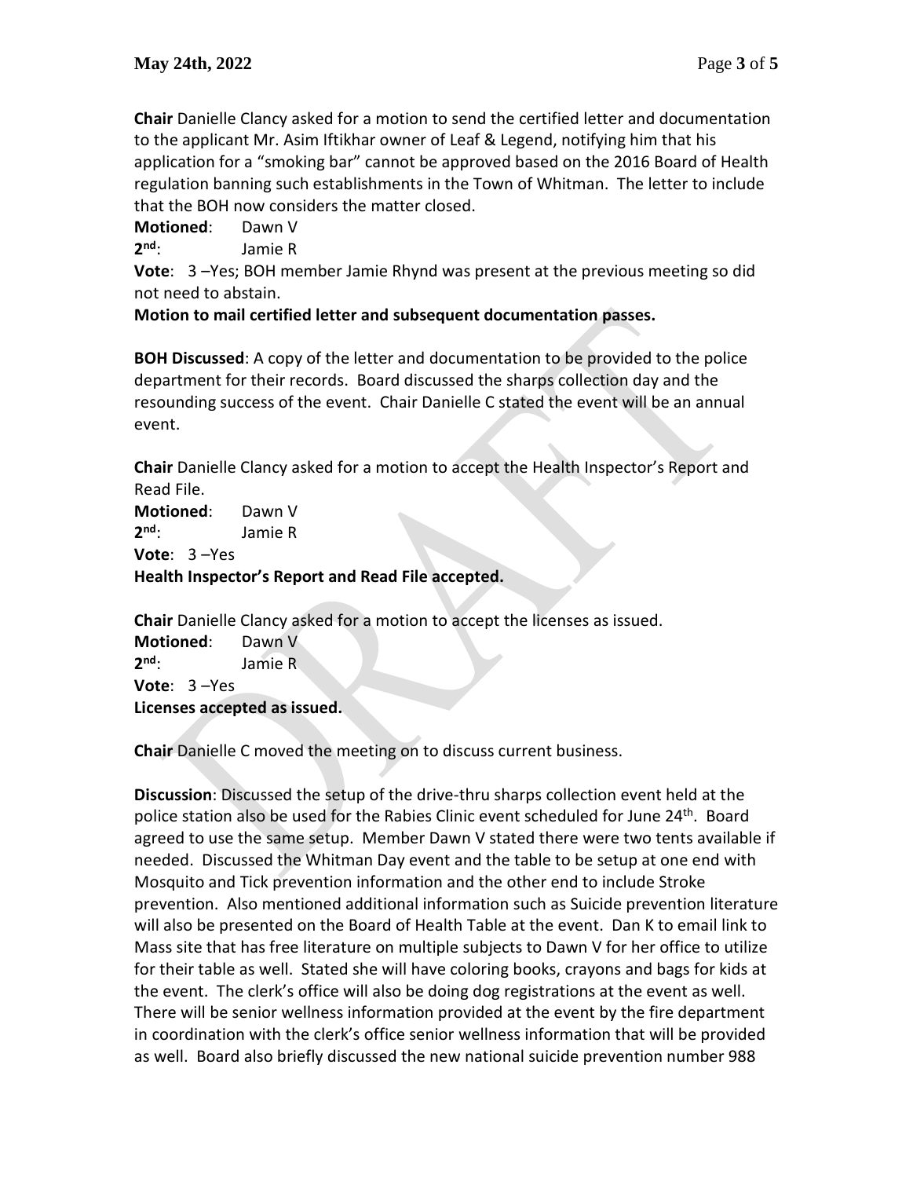**Chair** Danielle Clancy asked for a motion to send the certified letter and documentation to the applicant Mr. Asim Iftikhar owner of Leaf & Legend, notifying him that his application for a "smoking bar" cannot be approved based on the 2016 Board of Health regulation banning such establishments in the Town of Whitman. The letter to include that the BOH now considers the matter closed.

**Motioned**: Dawn V
**2nd**: Jamie R
**Vote**: 3 –Yes; BOH member Jamie Rhynd was present at the previous meeting so did not need to abstain.
**Motion to mail certified letter and subsequent documentation passes.**

**BOH Discussed**: A copy of the letter and documentation to be provided to the police department for their records. Board discussed the sharps collection day and the resounding success of the event. Chair Danielle C stated the event will be an annual event.

**Chair** Danielle Clancy asked for a motion to accept the Health Inspector's Report and Read File.
**Motioned**: Dawn V
**2nd**: Jamie R
**Vote**: 3 –Yes
**Health Inspector's Report and Read File accepted.**

**Chair** Danielle Clancy asked for a motion to accept the licenses as issued.
**Motioned**: Dawn V
**2nd**: Jamie R
**Vote**: 3 –Yes
**Licenses accepted as issued.**

**Chair** Danielle C moved the meeting on to discuss current business.

**Discussion**: Discussed the setup of the drive-thru sharps collection event held at the police station also be used for the Rabies Clinic event scheduled for June 24th. Board agreed to use the same setup. Member Dawn V stated there were two tents available if needed. Discussed the Whitman Day event and the table to be setup at one end with Mosquito and Tick prevention information and the other end to include Stroke prevention. Also mentioned additional information such as Suicide prevention literature will also be presented on the Board of Health Table at the event. Dan K to email link to Mass site that has free literature on multiple subjects to Dawn V for her office to utilize for their table as well. Stated she will have coloring books, crayons and bags for kids at the event. The clerk's office will also be doing dog registrations at the event as well. There will be senior wellness information provided at the event by the fire department in coordination with the clerk's office senior wellness information that will be provided as well. Board also briefly discussed the new national suicide prevention number 988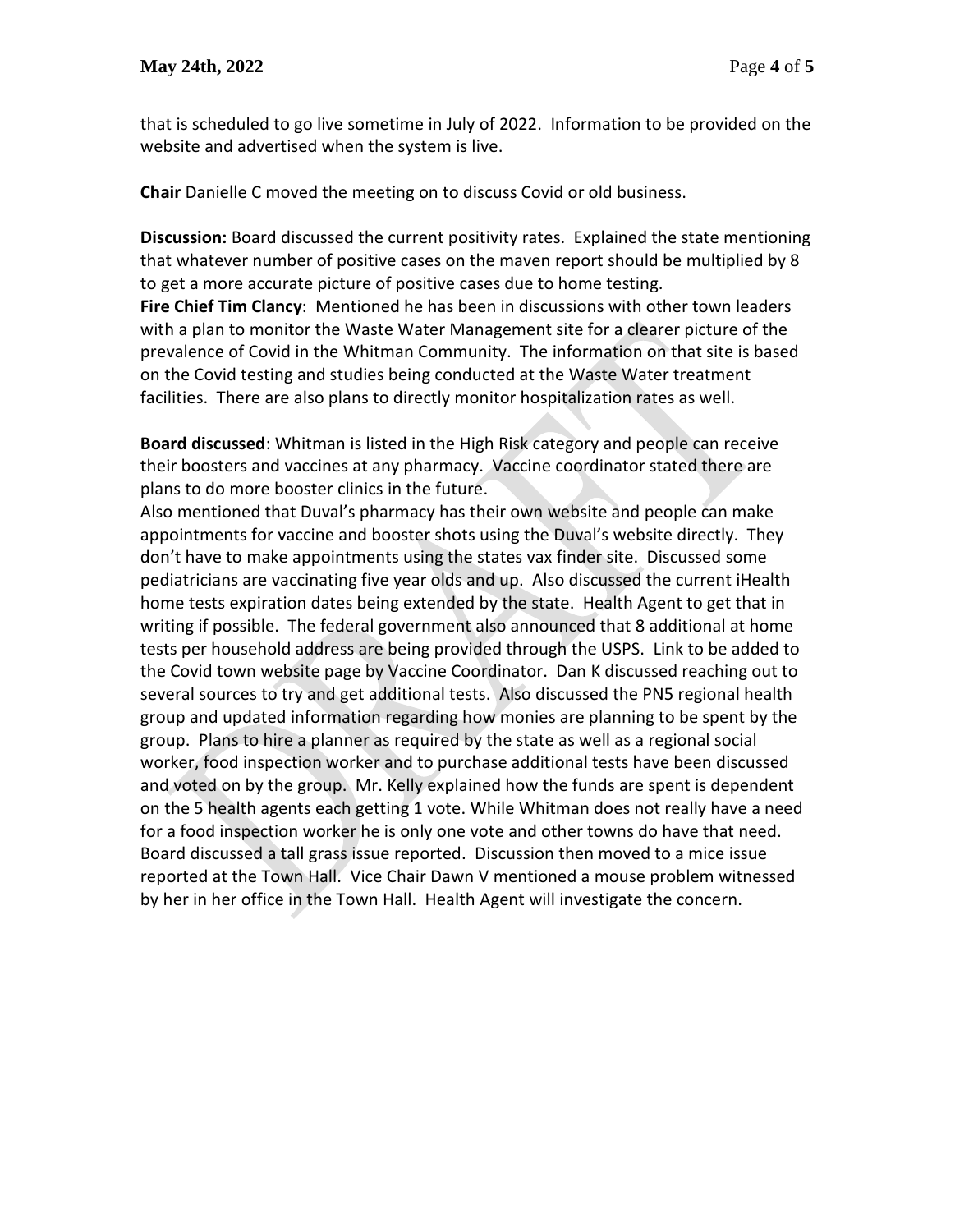that is scheduled to go live sometime in July of 2022. Information to be provided on the website and advertised when the system is live.

**Chair** Danielle C moved the meeting on to discuss Covid or old business.

**Discussion:** Board discussed the current positivity rates. Explained the state mentioning that whatever number of positive cases on the maven report should be multiplied by 8 to get a more accurate picture of positive cases due to home testing.
**Fire Chief Tim Clancy**: Mentioned he has been in discussions with other town leaders with a plan to monitor the Waste Water Management site for a clearer picture of the prevalence of Covid in the Whitman Community. The information on that site is based on the Covid testing and studies being conducted at the Waste Water treatment facilities. There are also plans to directly monitor hospitalization rates as well.

**Board discussed**: Whitman is listed in the High Risk category and people can receive their boosters and vaccines at any pharmacy. Vaccine coordinator stated there are plans to do more booster clinics in the future.
Also mentioned that Duval's pharmacy has their own website and people can make appointments for vaccine and booster shots using the Duval's website directly. They don't have to make appointments using the states vax finder site. Discussed some pediatricians are vaccinating five year olds and up. Also discussed the current iHealth home tests expiration dates being extended by the state. Health Agent to get that in writing if possible. The federal government also announced that 8 additional at home tests per household address are being provided through the USPS. Link to be added to the Covid town website page by Vaccine Coordinator. Dan K discussed reaching out to several sources to try and get additional tests. Also discussed the PN5 regional health group and updated information regarding how monies are planning to be spent by the group. Plans to hire a planner as required by the state as well as a regional social worker, food inspection worker and to purchase additional tests have been discussed and voted on by the group. Mr. Kelly explained how the funds are spent is dependent on the 5 health agents each getting 1 vote. While Whitman does not really have a need for a food inspection worker he is only one vote and other towns do have that need. Board discussed a tall grass issue reported. Discussion then moved to a mice issue reported at the Town Hall. Vice Chair Dawn V mentioned a mouse problem witnessed by her in her office in the Town Hall. Health Agent will investigate the concern.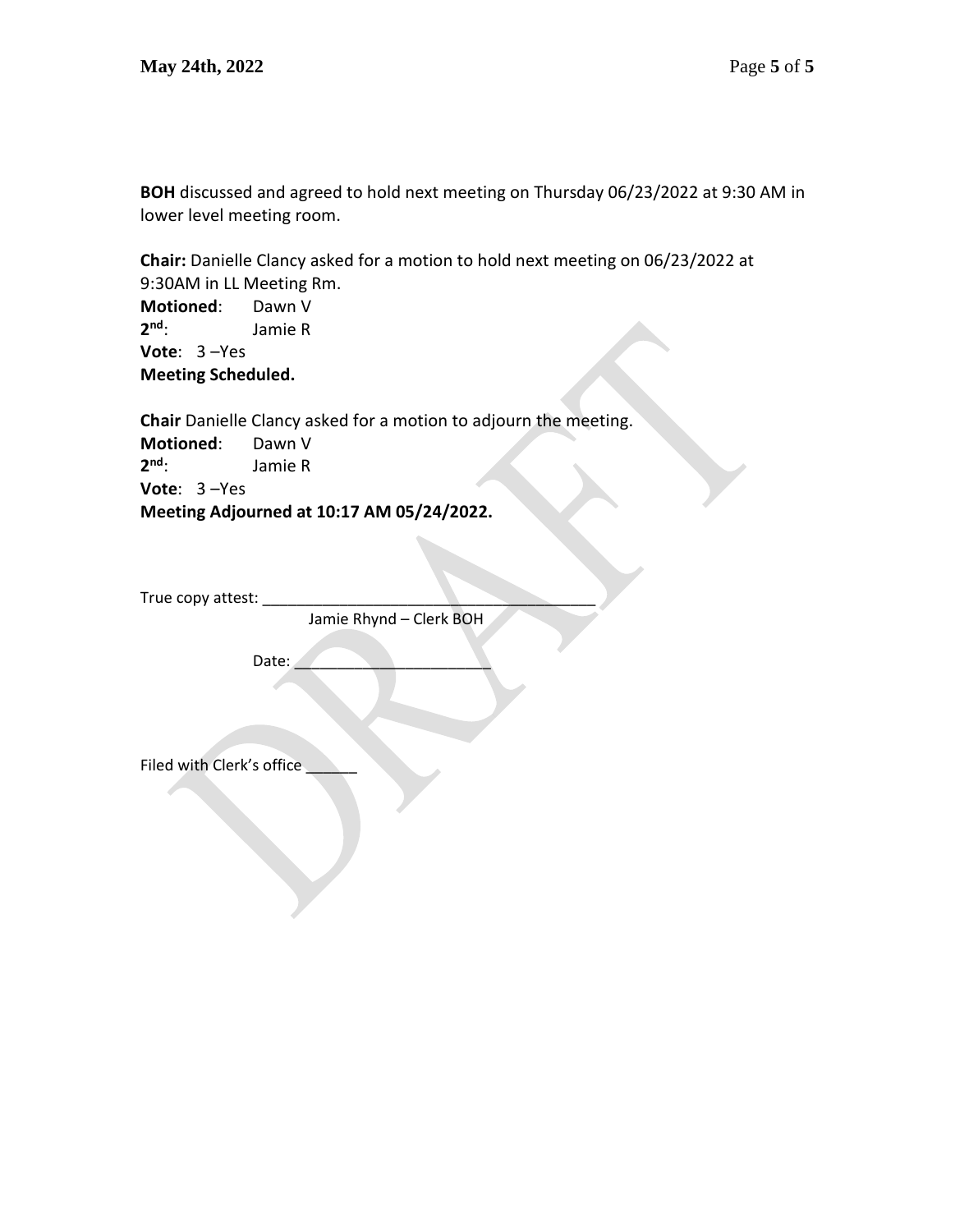**BOH** discussed and agreed to hold next meeting on Thursday 06/23/2022 at 9:30 AM in lower level meeting room.

**Chair:** Danielle Clancy asked for a motion to hold next meeting on 06/23/2022 at 9:30AM in LL Meeting Rm.
**Motioned**: Dawn V
**2nd**: Jamie R
**Vote**: 3 –Yes
**Meeting Scheduled.**

**Chair** Danielle Clancy asked for a motion to adjourn the meeting.
**Motioned**: Dawn V
**2nd**: Jamie R
**Vote**: 3 –Yes
**Meeting Adjourned at 10:17 AM 05/24/2022.**

True copy attest: ________________________________________
Jamie Rhynd – Clerk BOH

Date: ________________________

Filed with Clerk's office ______

DRAFT